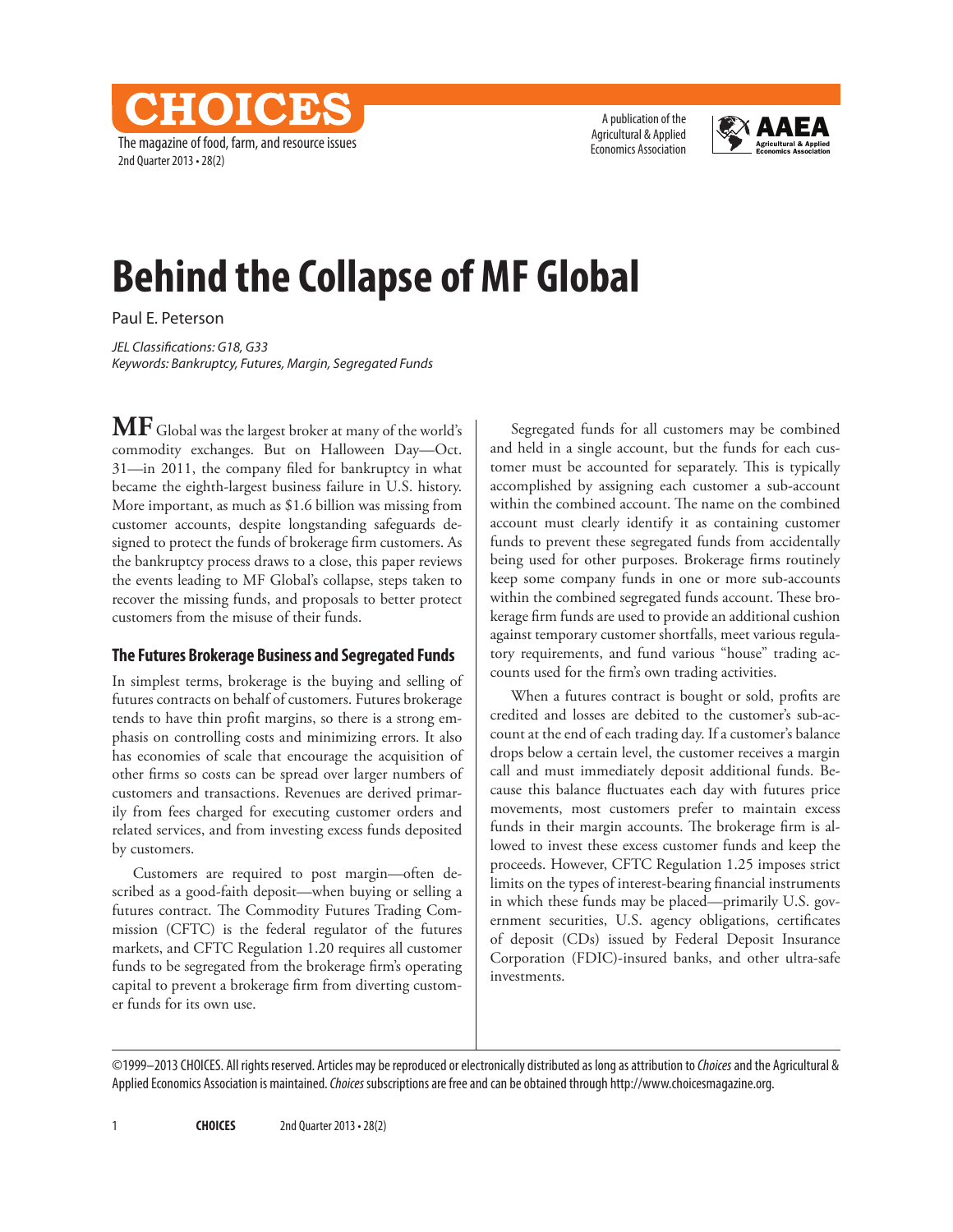# Behind the Collapse of MF Global

Paul E. Peterson

*JEL Classifications: G18, G33*
*Keywords: Bankruptcy, Futures, Margin, Segregated Funds*

**MF** Global was the largest broker at many of the world's commodity exchanges. But on Halloween Day—Oct. 31—in 2011, the company filed for bankruptcy in what became the eighth-largest business failure in U.S. history. More important, as much as $1.6 billion was missing from customer accounts, despite longstanding safeguards designed to protect the funds of brokerage firm customers. As the bankruptcy process draws to a close, this paper reviews the events leading to MF Global's collapse, steps taken to recover the missing funds, and proposals to better protect customers from the misuse of their funds.

## The Futures Brokerage Business and Segregated Funds

In simplest terms, brokerage is the buying and selling of futures contracts on behalf of customers. Futures brokerage tends to have thin profit margins, so there is a strong emphasis on controlling costs and minimizing errors. It also has economies of scale that encourage the acquisition of other firms so costs can be spread over larger numbers of customers and transactions. Revenues are derived primarily from fees charged for executing customer orders and related services, and from investing excess funds deposited by customers.

Customers are required to post margin—often described as a good-faith deposit—when buying or selling a futures contract. The Commodity Futures Trading Commission (CFTC) is the federal regulator of the futures markets, and CFTC Regulation 1.20 requires all customer funds to be segregated from the brokerage firm's operating capital to prevent a brokerage firm from diverting customer funds for its own use.

Segregated funds for all customers may be combined and held in a single account, but the funds for each customer must be accounted for separately. This is typically accomplished by assigning each customer a sub-account within the combined account. The name on the combined account must clearly identify it as containing customer funds to prevent these segregated funds from accidentally being used for other purposes. Brokerage firms routinely keep some company funds in one or more sub-accounts within the combined segregated funds account. These brokerage firm funds are used to provide an additional cushion against temporary customer shortfalls, meet various regulatory requirements, and fund various "house" trading accounts used for the firm's own trading activities.

When a futures contract is bought or sold, profits are credited and losses are debited to the customer's sub-account at the end of each trading day. If a customer's balance drops below a certain level, the customer receives a margin call and must immediately deposit additional funds. Because this balance fluctuates each day with futures price movements, most customers prefer to maintain excess funds in their margin accounts. The brokerage firm is allowed to invest these excess customer funds and keep the proceeds. However, CFTC Regulation 1.25 imposes strict limits on the types of interest-bearing financial instruments in which these funds may be placed—primarily U.S. government securities, U.S. agency obligations, certificates of deposit (CDs) issued by Federal Deposit Insurance Corporation (FDIC)-insured banks, and other ultra-safe investments.

©1999–2013 CHOICES. All rights reserved. Articles may be reproduced or electronically distributed as long as attribution to *Choices* and the Agricultural & Applied Economics Association is maintained. *Choices* subscriptions are free and can be obtained through http://www.choicesmagazine.org.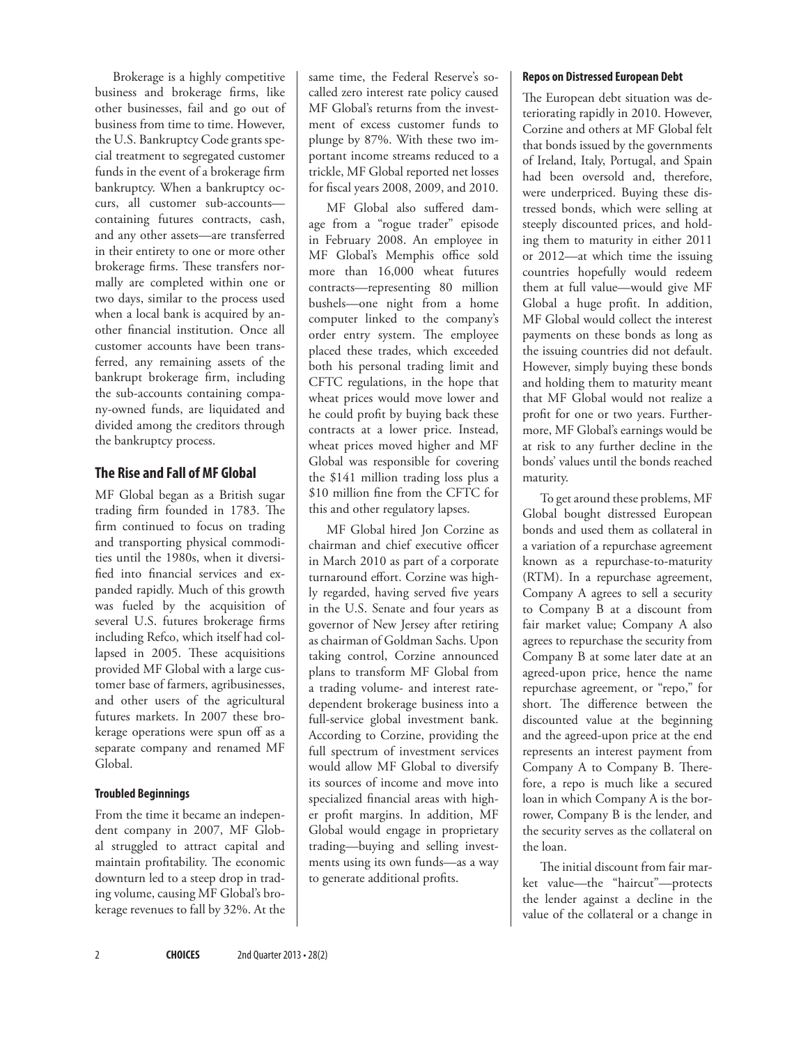Brokerage is a highly competitive business and brokerage firms, like other businesses, fail and go out of business from time to time. However, the U.S. Bankruptcy Code grants special treatment to segregated customer funds in the event of a brokerage firm bankruptcy. When a bankruptcy occurs, all customer sub-accounts—containing futures contracts, cash, and any other assets—are transferred in their entirety to one or more other brokerage firms. These transfers normally are completed within one or two days, similar to the process used when a local bank is acquired by another financial institution. Once all customer accounts have been transferred, any remaining assets of the bankrupt brokerage firm, including the sub-accounts containing company-owned funds, are liquidated and divided among the creditors through the bankruptcy process.

## The Rise and Fall of MF Global

MF Global began as a British sugar trading firm founded in 1783. The firm continued to focus on trading and transporting physical commodities until the 1980s, when it diversified into financial services and expanded rapidly. Much of this growth was fueled by the acquisition of several U.S. futures brokerage firms including Refco, which itself had collapsed in 2005. These acquisitions provided MF Global with a large customer base of farmers, agribusinesses, and other users of the agricultural futures markets. In 2007 these brokerage operations were spun off as a separate company and renamed MF Global.

### Troubled Beginnings

From the time it became an independent company in 2007, MF Global struggled to attract capital and maintain profitability. The economic downturn led to a steep drop in trading volume, causing MF Global's brokerage revenues to fall by 32%. At the same time, the Federal Reserve's so-called zero interest rate policy caused MF Global's returns from the investment of excess customer funds to plunge by 87%. With these two important income streams reduced to a trickle, MF Global reported net losses for fiscal years 2008, 2009, and 2010.

MF Global also suffered damage from a "rogue trader" episode in February 2008. An employee in MF Global's Memphis office sold more than 16,000 wheat futures contracts—representing 80 million bushels—one night from a home computer linked to the company's order entry system. The employee placed these trades, which exceeded both his personal trading limit and CFTC regulations, in the hope that wheat prices would move lower and he could profit by buying back these contracts at a lower price. Instead, wheat prices moved higher and MF Global was responsible for covering the $141 million trading loss plus a $10 million fine from the CFTC for this and other regulatory lapses.

MF Global hired Jon Corzine as chairman and chief executive officer in March 2010 as part of a corporate turnaround effort. Corzine was highly regarded, having served five years in the U.S. Senate and four years as governor of New Jersey after retiring as chairman of Goldman Sachs. Upon taking control, Corzine announced plans to transform MF Global from a trading volume- and interest rate-dependent brokerage business into a full-service global investment bank. According to Corzine, providing the full spectrum of investment services would allow MF Global to diversify its sources of income and move into specialized financial areas with higher profit margins. In addition, MF Global would engage in proprietary trading—buying and selling investments using its own funds—as a way to generate additional profits.

### Repos on Distressed European Debt

The European debt situation was deteriorating rapidly in 2010. However, Corzine and others at MF Global felt that bonds issued by the governments of Ireland, Italy, Portugal, and Spain had been oversold and, therefore, were underpriced. Buying these distressed bonds, which were selling at steeply discounted prices, and holding them to maturity in either 2011 or 2012—at which time the issuing countries hopefully would redeem them at full value—would give MF Global a huge profit. In addition, MF Global would collect the interest payments on these bonds as long as the issuing countries did not default. However, simply buying these bonds and holding them to maturity meant that MF Global would not realize a profit for one or two years. Furthermore, MF Global's earnings would be at risk to any further decline in the bonds' values until the bonds reached maturity.

To get around these problems, MF Global bought distressed European bonds and used them as collateral in a variation of a repurchase agreement known as a repurchase-to-maturity (RTM). In a repurchase agreement, Company A agrees to sell a security to Company B at a discount from fair market value; Company A also agrees to repurchase the security from Company B at some later date at an agreed-upon price, hence the name repurchase agreement, or "repo," for short. The difference between the discounted value at the beginning and the agreed-upon price at the end represents an interest payment from Company A to Company B. Therefore, a repo is much like a secured loan in which Company A is the borrower, Company B is the lender, and the security serves as the collateral on the loan.

The initial discount from fair market value—the "haircut"—protects the lender against a decline in the value of the collateral or a change in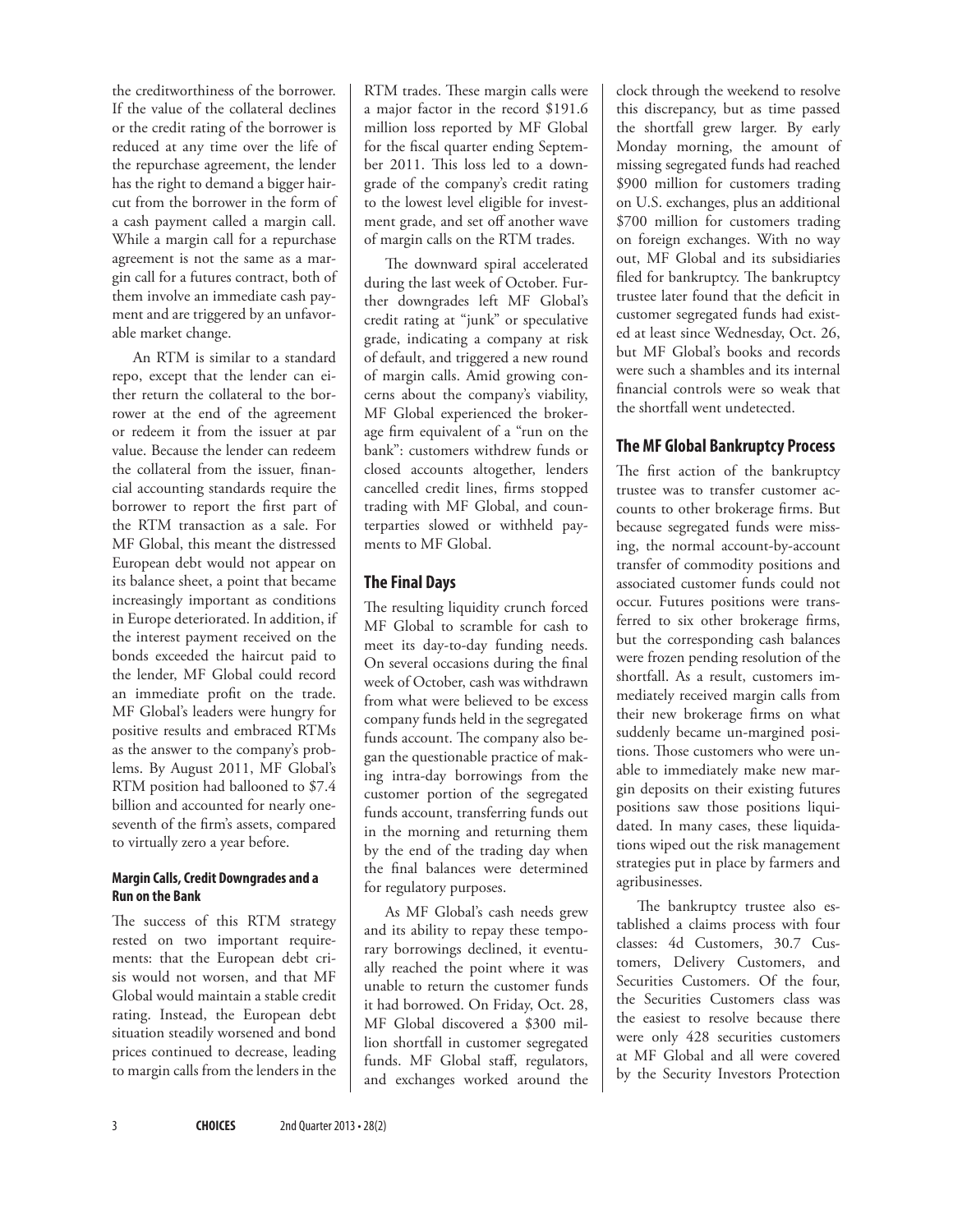the creditworthiness of the borrower. If the value of the collateral declines or the credit rating of the borrower is reduced at any time over the life of the repurchase agreement, the lender has the right to demand a bigger haircut from the borrower in the form of a cash payment called a margin call. While a margin call for a repurchase agreement is not the same as a margin call for a futures contract, both of them involve an immediate cash payment and are triggered by an unfavorable market change.

An RTM is similar to a standard repo, except that the lender can either return the collateral to the borrower at the end of the agreement or redeem it from the issuer at par value. Because the lender can redeem the collateral from the issuer, financial accounting standards require the borrower to report the first part of the RTM transaction as a sale. For MF Global, this meant the distressed European debt would not appear on its balance sheet, a point that became increasingly important as conditions in Europe deteriorated. In addition, if the interest payment received on the bonds exceeded the haircut paid to the lender, MF Global could record an immediate profit on the trade. MF Global's leaders were hungry for positive results and embraced RTMs as the answer to the company's problems. By August 2011, MF Global's RTM position had ballooned to $7.4 billion and accounted for nearly one-seventh of the firm's assets, compared to virtually zero a year before.

#### Margin Calls, Credit Downgrades and a Run on the Bank

The success of this RTM strategy rested on two important requirements: that the European debt crisis would not worsen, and that MF Global would maintain a stable credit rating. Instead, the European debt situation steadily worsened and bond prices continued to decrease, leading to margin calls from the lenders in the RTM trades. These margin calls were a major factor in the record $191.6 million loss reported by MF Global for the fiscal quarter ending September 2011. This loss led to a downgrade of the company's credit rating to the lowest level eligible for investment grade, and set off another wave of margin calls on the RTM trades.

The downward spiral accelerated during the last week of October. Further downgrades left MF Global's credit rating at "junk" or speculative grade, indicating a company at risk of default, and triggered a new round of margin calls. Amid growing concerns about the company's viability, MF Global experienced the brokerage firm equivalent of a "run on the bank": customers withdrew funds or closed accounts altogether, lenders cancelled credit lines, firms stopped trading with MF Global, and counterparties slowed or withheld payments to MF Global.

### The Final Days

The resulting liquidity crunch forced MF Global to scramble for cash to meet its day-to-day funding needs. On several occasions during the final week of October, cash was withdrawn from what were believed to be excess company funds held in the segregated funds account. The company also began the questionable practice of making intra-day borrowings from the customer portion of the segregated funds account, transferring funds out in the morning and returning them by the end of the trading day when the final balances were determined for regulatory purposes.

As MF Global's cash needs grew and its ability to repay these temporary borrowings declined, it eventually reached the point where it was unable to return the customer funds it had borrowed. On Friday, Oct. 28, MF Global discovered a $300 million shortfall in customer segregated funds. MF Global staff, regulators, and exchanges worked around the clock through the weekend to resolve this discrepancy, but as time passed the shortfall grew larger. By early Monday morning, the amount of missing segregated funds had reached $900 million for customers trading on U.S. exchanges, plus an additional $700 million for customers trading on foreign exchanges. With no way out, MF Global and its subsidiaries filed for bankruptcy. The bankruptcy trustee later found that the deficit in customer segregated funds had existed at least since Wednesday, Oct. 26, but MF Global's books and records were such a shambles and its internal financial controls were so weak that the shortfall went undetected.

### The MF Global Bankruptcy Process

The first action of the bankruptcy trustee was to transfer customer accounts to other brokerage firms. But because segregated funds were missing, the normal account-by-account transfer of commodity positions and associated customer funds could not occur. Futures positions were transferred to six other brokerage firms, but the corresponding cash balances were frozen pending resolution of the shortfall. As a result, customers immediately received margin calls from their new brokerage firms on what suddenly became un-margined positions. Those customers who were unable to immediately make new margin deposits on their existing futures positions saw those positions liquidated. In many cases, these liquidations wiped out the risk management strategies put in place by farmers and agribusinesses.

The bankruptcy trustee also established a claims process with four classes: 4d Customers, 30.7 Customers, Delivery Customers, and Securities Customers. Of the four, the Securities Customers class was the easiest to resolve because there were only 428 securities customers at MF Global and all were covered by the Security Investors Protection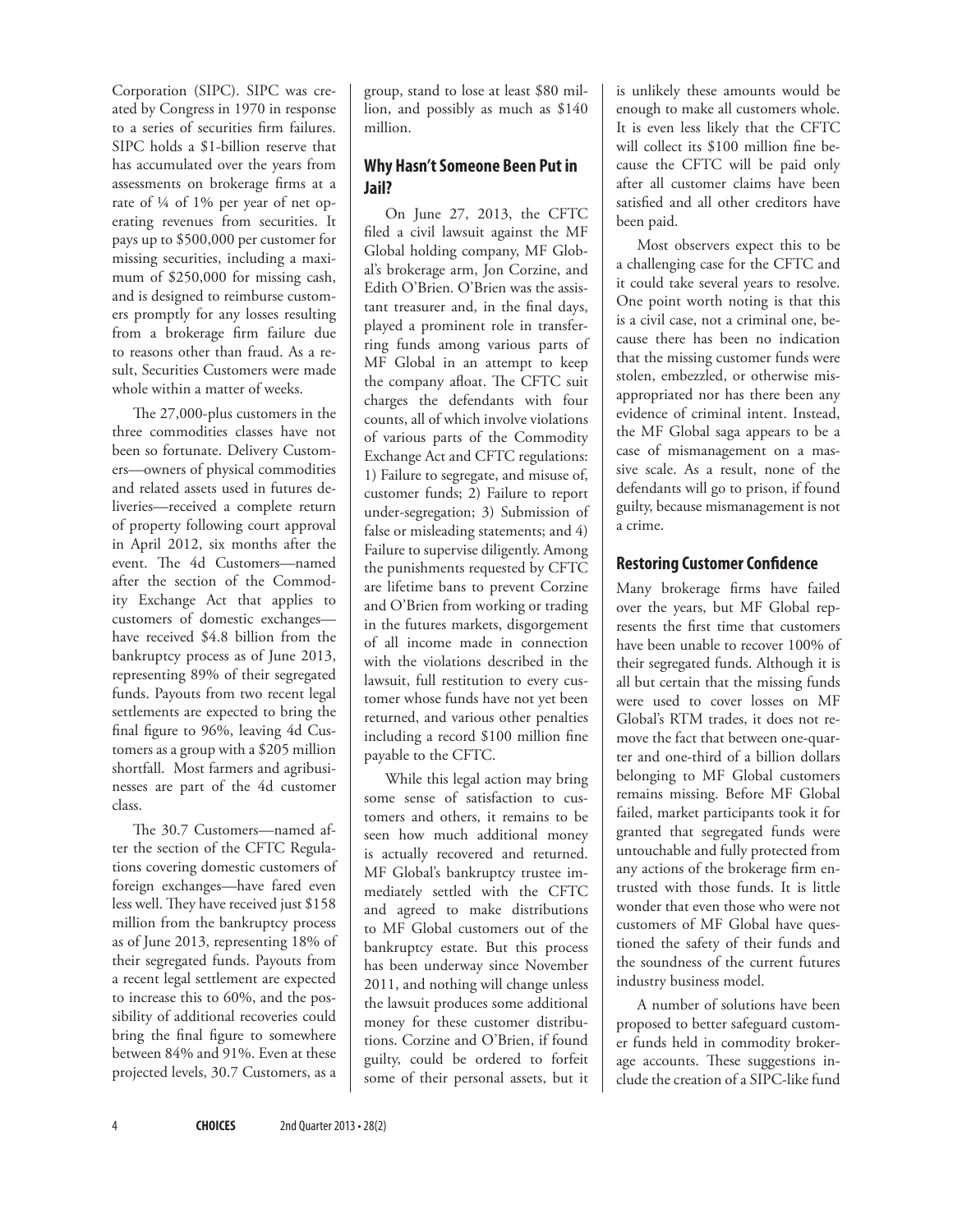Corporation (SIPC). SIPC was created by Congress in 1970 in response to a series of securities firm failures. SIPC holds a $1-billion reserve that has accumulated over the years from assessments on brokerage firms at a rate of ¼ of 1% per year of net operating revenues from securities. It pays up to $500,000 per customer for missing securities, including a maximum of $250,000 for missing cash, and is designed to reimburse customers promptly for any losses resulting from a brokerage firm failure due to reasons other than fraud. As a result, Securities Customers were made whole within a matter of weeks.

The 27,000-plus customers in the three commodities classes have not been so fortunate. Delivery Customers—owners of physical commodities and related assets used in futures deliveries—received a complete return of property following court approval in April 2012, six months after the event. The 4d Customers—named after the section of the Commodity Exchange Act that applies to customers of domestic exchanges—have received $4.8 billion from the bankruptcy process as of June 2013, representing 89% of their segregated funds. Payouts from two recent legal settlements are expected to bring the final figure to 96%, leaving 4d Customers as a group with a $205 million shortfall. Most farmers and agribusinesses are part of the 4d customer class.

The 30.7 Customers—named after the section of the CFTC Regulations covering domestic customers of foreign exchanges—have fared even less well. They have received just $158 million from the bankruptcy process as of June 2013, representing 18% of their segregated funds. Payouts from a recent legal settlement are expected to increase this to 60%, and the possibility of additional recoveries could bring the final figure to somewhere between 84% and 91%. Even at these projected levels, 30.7 Customers, as a group, stand to lose at least $80 million, and possibly as much as $140 million.

## Why Hasn't Someone Been Put in Jail?

On June 27, 2013, the CFTC filed a civil lawsuit against the MF Global holding company, MF Global's brokerage arm, Jon Corzine, and Edith O'Brien. O'Brien was the assistant treasurer and, in the final days, played a prominent role in transferring funds among various parts of MF Global in an attempt to keep the company afloat. The CFTC suit charges the defendants with four counts, all of which involve violations of various parts of the Commodity Exchange Act and CFTC regulations: 1) Failure to segregate, and misuse of, customer funds; 2) Failure to report under-segregation; 3) Submission of false or misleading statements; and 4) Failure to supervise diligently. Among the punishments requested by CFTC are lifetime bans to prevent Corzine and O'Brien from working or trading in the futures markets, disgorgement of all income made in connection with the violations described in the lawsuit, full restitution to every customer whose funds have not yet been returned, and various other penalties including a record $100 million fine payable to the CFTC.

While this legal action may bring some sense of satisfaction to customers and others, it remains to be seen how much additional money is actually recovered and returned. MF Global's bankruptcy trustee immediately settled with the CFTC and agreed to make distributions to MF Global customers out of the bankruptcy estate. But this process has been underway since November 2011, and nothing will change unless the lawsuit produces some additional money for these customer distributions. Corzine and O'Brien, if found guilty, could be ordered to forfeit some of their personal assets, but it is unlikely these amounts would be enough to make all customers whole. It is even less likely that the CFTC will collect its $100 million fine because the CFTC will be paid only after all customer claims have been satisfied and all other creditors have been paid.

Most observers expect this to be a challenging case for the CFTC and it could take several years to resolve. One point worth noting is that this is a civil case, not a criminal one, because there has been no indication that the missing customer funds were stolen, embezzled, or otherwise misappropriated nor has there been any evidence of criminal intent. Instead, the MF Global saga appears to be a case of mismanagement on a massive scale. As a result, none of the defendants will go to prison, if found guilty, because mismanagement is not a crime.

## Restoring Customer Confidence

Many brokerage firms have failed over the years, but MF Global represents the first time that customers have been unable to recover 100% of their segregated funds. Although it is all but certain that the missing funds were used to cover losses on MF Global's RTM trades, it does not remove the fact that between one-quarter and one-third of a billion dollars belonging to MF Global customers remains missing. Before MF Global failed, market participants took it for granted that segregated funds were untouchable and fully protected from any actions of the brokerage firm entrusted with those funds. It is little wonder that even those who were not customers of MF Global have questioned the safety of their funds and the soundness of the current futures industry business model.

A number of solutions have been proposed to better safeguard customer funds held in commodity brokerage accounts. These suggestions include the creation of a SIPC-like fund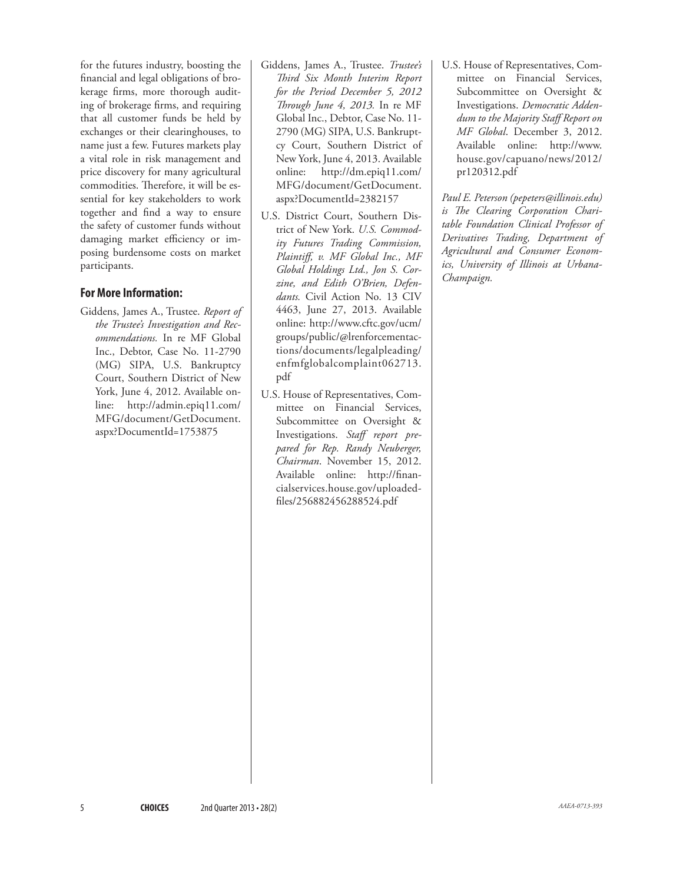for the futures industry, boosting the financial and legal obligations of brokerage firms, more thorough auditing of brokerage firms, and requiring that all customer funds be held by exchanges or their clearinghouses, to name just a few. Futures markets play a vital role in risk management and price discovery for many agricultural commodities. Therefore, it will be essential for key stakeholders to work together and find a way to ensure the safety of customer funds without damaging market efficiency or imposing burdensome costs on market participants.

### For More Information:

Giddens, James A., Trustee. *Report of the Trustee's Investigation and Recommendations.* In re MF Global Inc., Debtor, Case No. 11-2790 (MG) SIPA, U.S. Bankruptcy Court, Southern District of New York, June 4, 2012. Available online: http://admin.epiq11.com/MFG/document/GetDocument.aspx?DocumentId=1753875

Giddens, James A., Trustee. *Trustee's Third Six Month Interim Report for the Period December 5, 2012 Through June 4, 2013.* In re MF Global Inc., Debtor, Case No. 11-2790 (MG) SIPA, U.S. Bankruptcy Court, Southern District of New York, June 4, 2013. Available online: http://dm.epiq11.com/MFG/document/GetDocument.aspx?DocumentId=2382157

U.S. District Court, Southern District of New York. *U.S. Commodity Futures Trading Commission, Plaintiff, v. MF Global Inc., MF Global Holdings Ltd., Jon S. Corzine, and Edith O'Brien, Defendants.* Civil Action No. 13 CIV 4463, June 27, 2013. Available online: http://www.cftc.gov/ucm/groups/public/@lrenforcementactions/documents/legalpleading/enfmfglobalcomplaint062713.pdf

U.S. House of Representatives, Committee on Financial Services, Subcommittee on Oversight & Investigations. *Staff report prepared for Rep. Randy Neuberger, Chairman*. November 15, 2012. Available online: http://financialservices.house.gov/uploadedfiles/256882456288524.pdf

U.S. House of Representatives, Committee on Financial Services, Subcommittee on Oversight & Investigations. *Democratic Addendum to the Majority Staff Report on MF Global*. December 3, 2012. Available online: http://www.house.gov/capuano/news/2012/pr120312.pdf

*Paul E. Peterson (pepeters@illinois.edu) is The Clearing Corporation Charitable Foundation Clinical Professor of Derivatives Trading, Department of Agricultural and Consumer Economics, University of Illinois at Urbana-Champaign.*

AAEA-0713-393